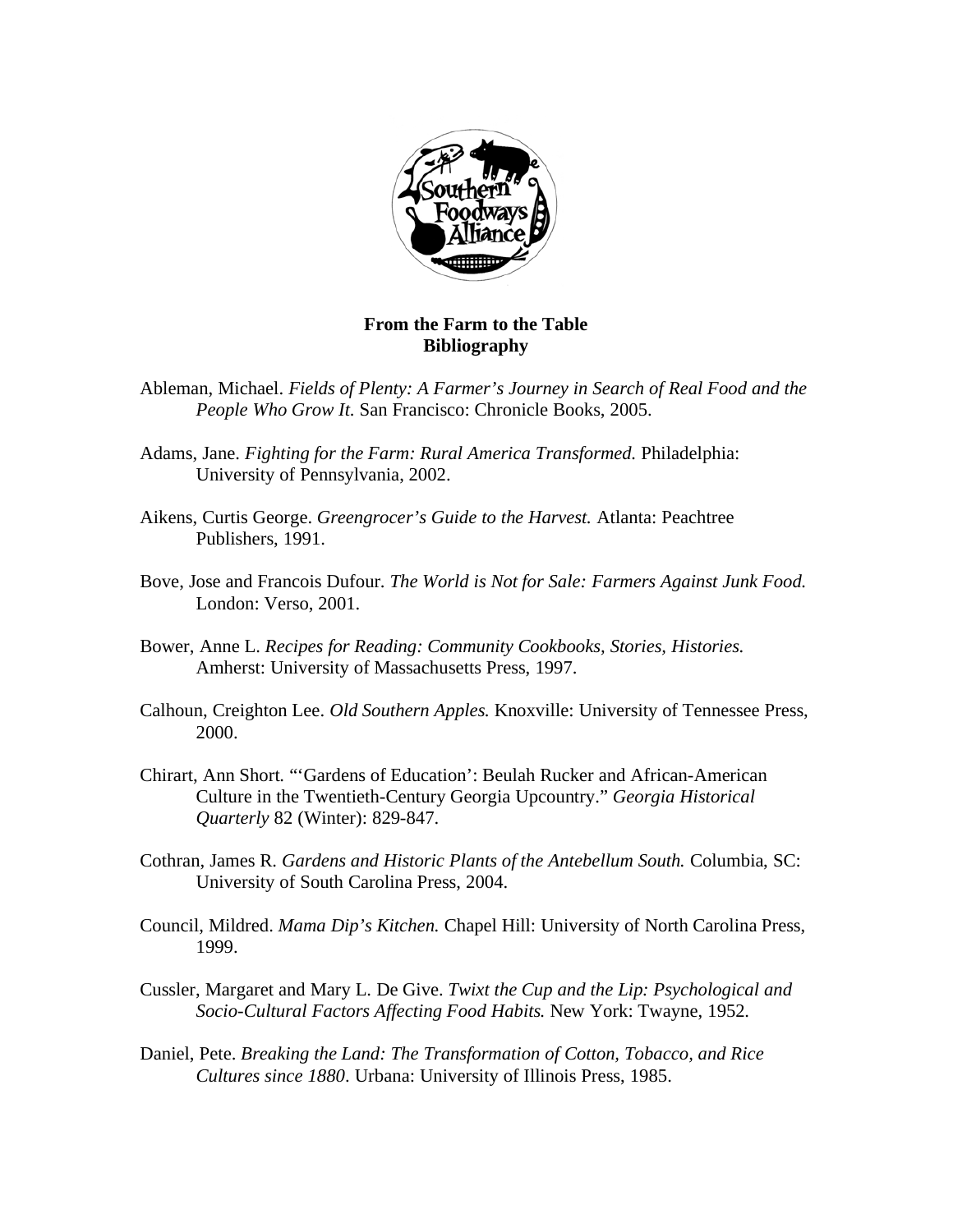**From the Farm to the Table**
**Bibliography**

Ableman, Michael. *Fields of Plenty: A Farmer's Journey in Search of Real Food and the People Who Grow It.* San Francisco: Chronicle Books, 2005.

Adams, Jane. *Fighting for the Farm: Rural America Transformed.* Philadelphia: University of Pennsylvania, 2002.

Aikens, Curtis George. *Greengrocer's Guide to the Harvest.* Atlanta: Peachtree Publishers, 1991.

Bove, Jose and Francois Dufour. *The World is Not for Sale: Farmers Against Junk Food.* London: Verso, 2001.

Bower, Anne L. *Recipes for Reading: Community Cookbooks, Stories, Histories.* Amherst: University of Massachusetts Press, 1997.

Calhoun, Creighton Lee. *Old Southern Apples.* Knoxville: University of Tennessee Press, 2000.

Chirart, Ann Short. "'Gardens of Education': Beulah Rucker and African-American Culture in the Twentieth-Century Georgia Upcountry." *Georgia Historical Quarterly* 82 (Winter): 829-847.

Cothran, James R. *Gardens and Historic Plants of the Antebellum South.* Columbia, SC: University of South Carolina Press, 2004.

Council, Mildred. *Mama Dip's Kitchen.* Chapel Hill: University of North Carolina Press, 1999.

Cussler, Margaret and Mary L. De Give. *Twixt the Cup and the Lip: Psychological and Socio-Cultural Factors Affecting Food Habits.* New York: Twayne, 1952.

Daniel, Pete. *Breaking the Land: The Transformation of Cotton, Tobacco, and Rice Cultures since 1880*. Urbana: University of Illinois Press, 1985.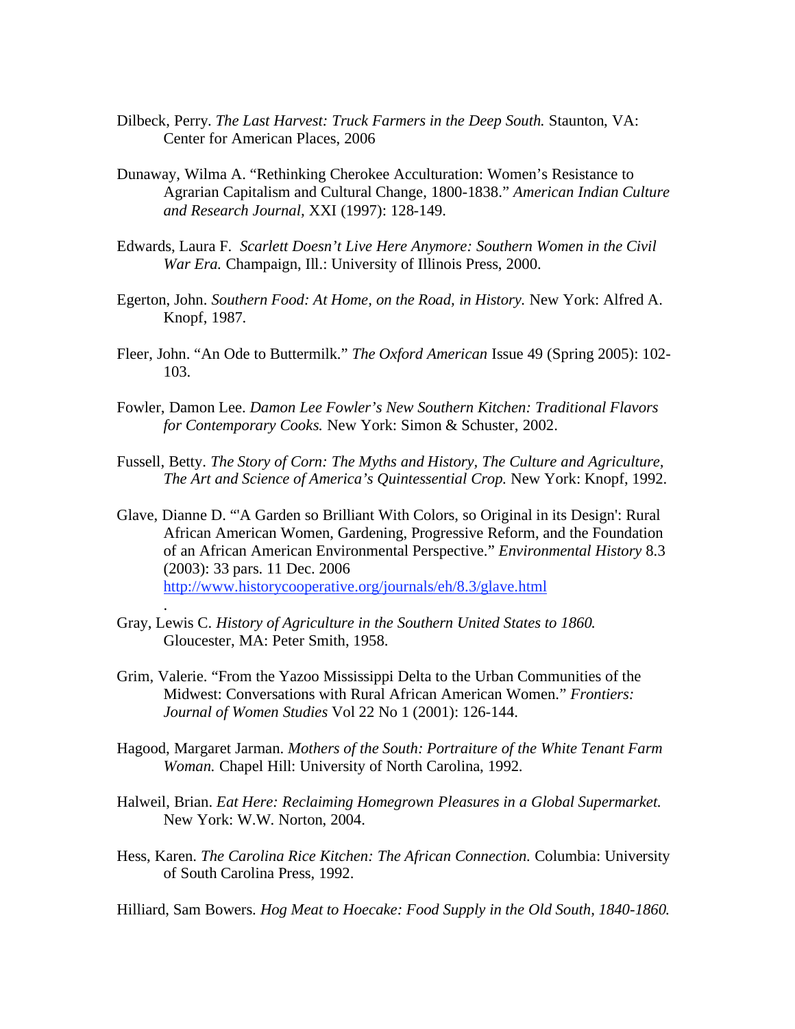Dilbeck, Perry. *The Last Harvest: Truck Farmers in the Deep South.* Staunton, VA: Center for American Places, 2006

Dunaway, Wilma A. "Rethinking Cherokee Acculturation: Women's Resistance to Agrarian Capitalism and Cultural Change, 1800-1838." *American Indian Culture and Research Journal,* XXI (1997): 128-149.

Edwards, Laura F. *Scarlett Doesn't Live Here Anymore: Southern Women in the Civil War Era.* Champaign, Ill.: University of Illinois Press, 2000.

Egerton, John. *Southern Food: At Home, on the Road, in History.* New York: Alfred A. Knopf, 1987.

Fleer, John. "An Ode to Buttermilk." *The Oxford American* Issue 49 (Spring 2005): 102-103.

Fowler, Damon Lee. *Damon Lee Fowler's New Southern Kitchen: Traditional Flavors for Contemporary Cooks.* New York: Simon & Schuster, 2002.

Fussell, Betty. *The Story of Corn: The Myths and History, The Culture and Agriculture, The Art and Science of America's Quintessential Crop.* New York: Knopf, 1992.

Glave, Dianne D. "'A Garden so Brilliant With Colors, so Original in its Design': Rural African American Women, Gardening, Progressive Reform, and the Foundation of an African American Environmental Perspective." *Environmental History* 8.3 (2003): 33 pars. 11 Dec. 2006 http://www.historycooperative.org/journals/eh/8.3/glave.html .

Gray, Lewis C. *History of Agriculture in the Southern United States to 1860.* Gloucester, MA: Peter Smith, 1958.

Grim, Valerie. "From the Yazoo Mississippi Delta to the Urban Communities of the Midwest: Conversations with Rural African American Women." *Frontiers: Journal of Women Studies* Vol 22 No 1 (2001): 126-144.

Hagood, Margaret Jarman. *Mothers of the South: Portraiture of the White Tenant Farm Woman.* Chapel Hill: University of North Carolina, 1992.

Halweil, Brian. *Eat Here: Reclaiming Homegrown Pleasures in a Global Supermarket.* New York: W.W. Norton, 2004.

Hess, Karen. *The Carolina Rice Kitchen: The African Connection.* Columbia: University of South Carolina Press, 1992.

Hilliard, Sam Bowers. *Hog Meat to Hoecake: Food Supply in the Old South, 1840-1860.*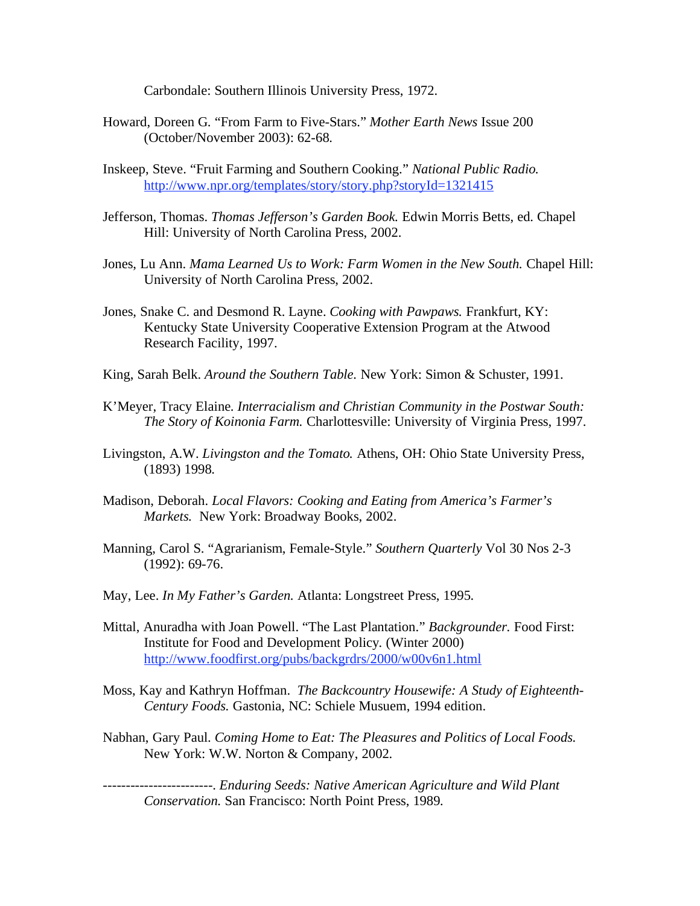Carbondale: Southern Illinois University Press, 1972.

Howard, Doreen G. “From Farm to Five-Stars.” *Mother Earth News* Issue 200 (October/November 2003): 62-68.

Inskeep, Steve. “Fruit Farming and Southern Cooking.” *National Public Radio.* http://www.npr.org/templates/story/story.php?storyId=1321415

Jefferson, Thomas. *Thomas Jefferson’s Garden Book.* Edwin Morris Betts, ed. Chapel Hill: University of North Carolina Press, 2002.

Jones, Lu Ann. *Mama Learned Us to Work: Farm Women in the New South.* Chapel Hill: University of North Carolina Press, 2002.

Jones, Snake C. and Desmond R. Layne. *Cooking with Pawpaws.* Frankfurt, KY: Kentucky State University Cooperative Extension Program at the Atwood Research Facility, 1997.

King, Sarah Belk. *Around the Southern Table.* New York: Simon & Schuster, 1991.

K’Meyer, Tracy Elaine. *Interracialism and Christian Community in the Postwar South: The Story of Koinonia Farm.* Charlottesville: University of Virginia Press, 1997.

Livingston, A.W. *Livingston and the Tomato.* Athens, OH: Ohio State University Press, (1893) 1998.

Madison, Deborah. *Local Flavors: Cooking and Eating from America’s Farmer’s Markets.* New York: Broadway Books, 2002.

Manning, Carol S. “Agrarianism, Female-Style.” *Southern Quarterly* Vol 30 Nos 2-3 (1992): 69-76.

May, Lee. *In My Father’s Garden.* Atlanta: Longstreet Press, 1995.

Mittal, Anuradha with Joan Powell. “The Last Plantation.” *Backgrounder.* Food First: Institute for Food and Development Policy. (Winter 2000) http://www.foodfirst.org/pubs/backgrdrs/2000/w00v6n1.html

Moss, Kay and Kathryn Hoffman. *The Backcountry Housewife: A Study of Eighteenth-Century Foods.* Gastonia, NC: Schiele Musuem, 1994 edition.

Nabhan, Gary Paul. *Coming Home to Eat: The Pleasures and Politics of Local Foods.* New York: W.W. Norton & Company, 2002.

------------------------. *Enduring Seeds: Native American Agriculture and Wild Plant Conservation.* San Francisco: North Point Press, 1989.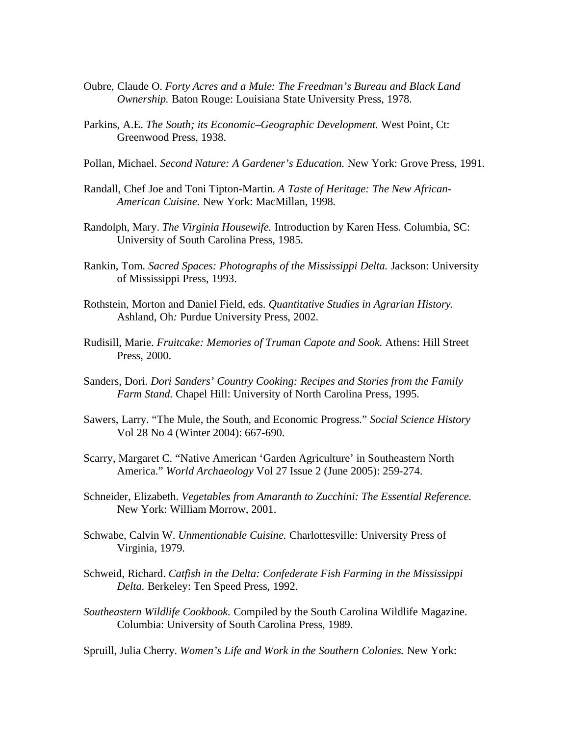Oubre, Claude O. *Forty Acres and a Mule: The Freedman's Bureau and Black Land Ownership.* Baton Rouge: Louisiana State University Press, 1978.

Parkins, A.E. *The South; its Economic–Geographic Development.* West Point, Ct: Greenwood Press, 1938.

Pollan, Michael. *Second Nature: A Gardener's Education.* New York: Grove Press, 1991.

Randall, Chef Joe and Toni Tipton-Martin. *A Taste of Heritage: The New African-American Cuisine.* New York: MacMillan, 1998.

Randolph, Mary. *The Virginia Housewife.* Introduction by Karen Hess. Columbia, SC: University of South Carolina Press, 1985.

Rankin, Tom. *Sacred Spaces: Photographs of the Mississippi Delta.* Jackson: University of Mississippi Press, 1993.

Rothstein, Morton and Daniel Field, eds. *Quantitative Studies in Agrarian History.* Ashland, Oh: Purdue University Press, 2002.

Rudisill, Marie. *Fruitcake: Memories of Truman Capote and Sook.* Athens: Hill Street Press, 2000.

Sanders, Dori. *Dori Sanders' Country Cooking: Recipes and Stories from the Family Farm Stand.* Chapel Hill: University of North Carolina Press, 1995.

Sawers, Larry. "The Mule, the South, and Economic Progress." *Social Science History* Vol 28 No 4 (Winter 2004): 667-690.

Scarry, Margaret C. "Native American 'Garden Agriculture' in Southeastern North America." *World Archaeology* Vol 27 Issue 2 (June 2005): 259-274.

Schneider, Elizabeth. *Vegetables from Amaranth to Zucchini: The Essential Reference.* New York: William Morrow, 2001.

Schwabe, Calvin W. *Unmentionable Cuisine.* Charlottesville: University Press of Virginia, 1979.

Schweid, Richard. *Catfish in the Delta: Confederate Fish Farming in the Mississippi Delta.* Berkeley: Ten Speed Press, 1992.

*Southeastern Wildlife Cookbook.* Compiled by the South Carolina Wildlife Magazine. Columbia: University of South Carolina Press, 1989.

Spruill, Julia Cherry. *Women's Life and Work in the Southern Colonies.* New York: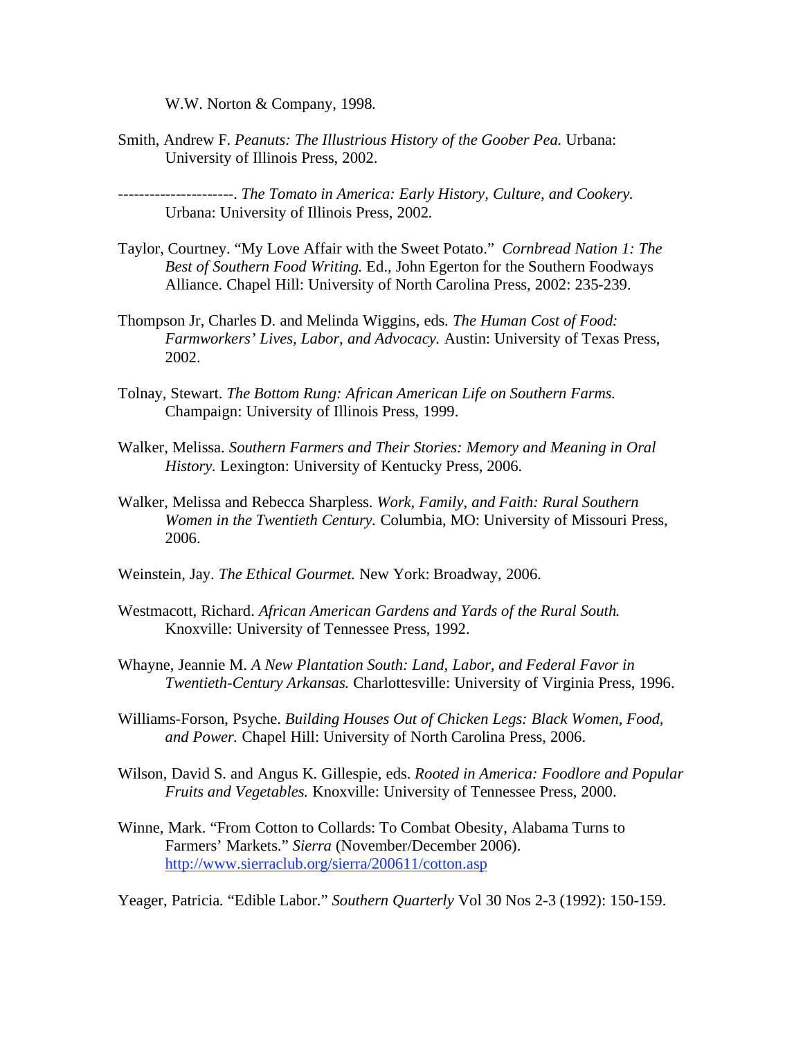W.W. Norton & Company, 1998.

Smith, Andrew F. *Peanuts: The Illustrious History of the Goober Pea.* Urbana: University of Illinois Press, 2002.

----------------------. *The Tomato in America: Early History, Culture, and Cookery.* Urbana: University of Illinois Press, 2002.

Taylor, Courtney. "My Love Affair with the Sweet Potato." *Cornbread Nation 1: The Best of Southern Food Writing.* Ed., John Egerton for the Southern Foodways Alliance. Chapel Hill: University of North Carolina Press, 2002: 235-239.

Thompson Jr, Charles D. and Melinda Wiggins, eds. *The Human Cost of Food: Farmworkers' Lives, Labor, and Advocacy.* Austin: University of Texas Press, 2002.

Tolnay, Stewart. *The Bottom Rung: African American Life on Southern Farms.* Champaign: University of Illinois Press, 1999.

Walker, Melissa. *Southern Farmers and Their Stories: Memory and Meaning in Oral History.* Lexington: University of Kentucky Press, 2006.

Walker, Melissa and Rebecca Sharpless. *Work, Family, and Faith: Rural Southern Women in the Twentieth Century.* Columbia, MO: University of Missouri Press, 2006.

Weinstein, Jay. *The Ethical Gourmet.* New York: Broadway, 2006.

Westmacott, Richard. *African American Gardens and Yards of the Rural South.* Knoxville: University of Tennessee Press, 1992.

Whayne, Jeannie M. *A New Plantation South: Land, Labor, and Federal Favor in Twentieth-Century Arkansas.* Charlottesville: University of Virginia Press, 1996.

Williams-Forson, Psyche. *Building Houses Out of Chicken Legs: Black Women, Food, and Power.* Chapel Hill: University of North Carolina Press, 2006.

Wilson, David S. and Angus K. Gillespie, eds. *Rooted in America: Foodlore and Popular Fruits and Vegetables.* Knoxville: University of Tennessee Press, 2000.

Winne, Mark. "From Cotton to Collards: To Combat Obesity, Alabama Turns to Farmers' Markets." *Sierra* (November/December 2006). http://www.sierraclub.org/sierra/200611/cotton.asp

Yeager, Patricia. "Edible Labor." *Southern Quarterly* Vol 30 Nos 2-3 (1992): 150-159.